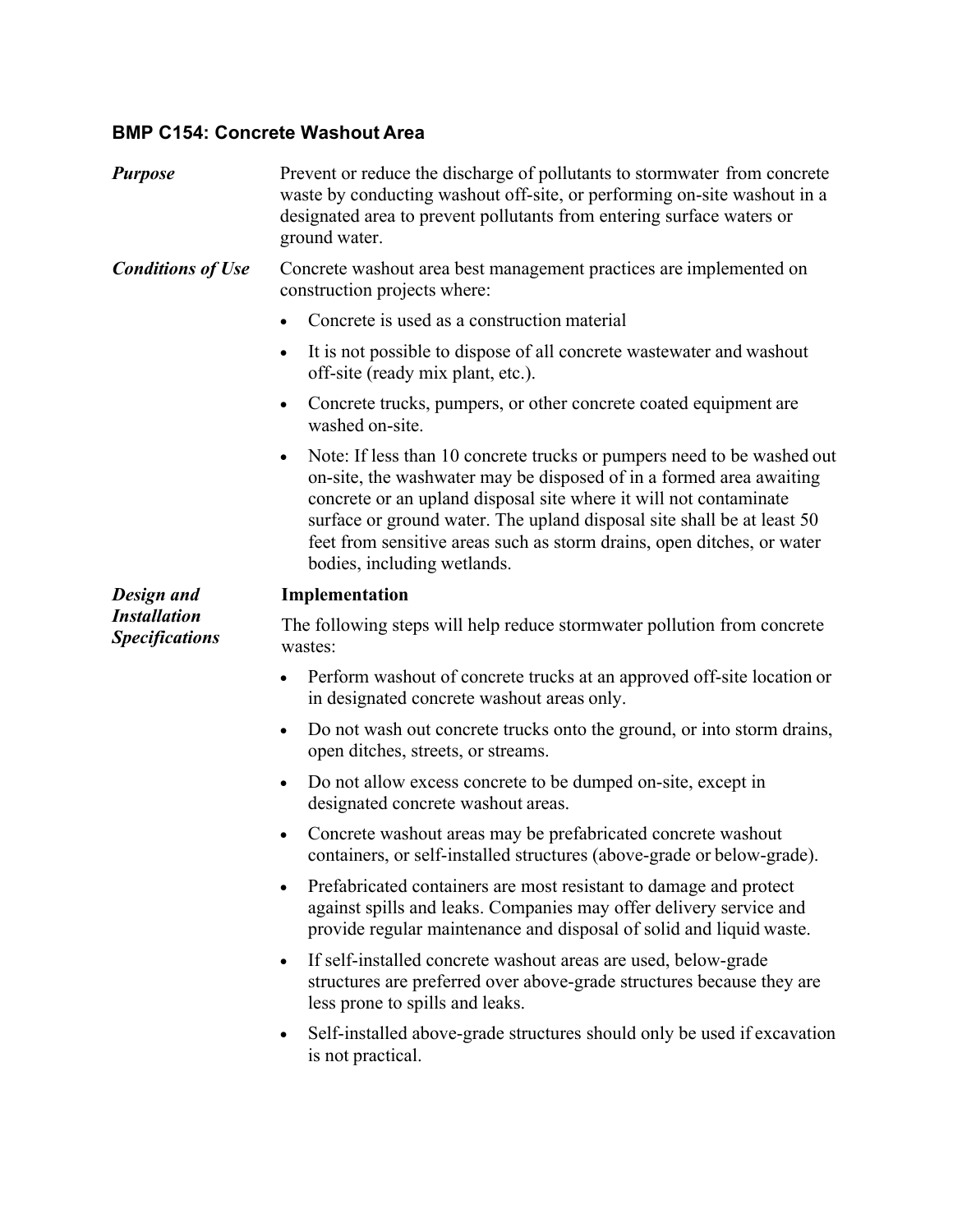### BMP C154: Concrete Washout Area

***Purpose***

Prevent or reduce the discharge of pollutants to stormwater from concrete waste by conducting washout off-site, or performing on-site washout in a designated area to prevent pollutants from entering surface waters or ground water.

***Conditions of Use***

Concrete washout area best management practices are implemented on construction projects where:

- Concrete is used as a construction material
- It is not possible to dispose of all concrete wastewater and washout off-site (ready mix plant, etc.).
- Concrete trucks, pumpers, or other concrete coated equipment are washed on-site.
- Note: If less than 10 concrete trucks or pumpers need to be washed out on-site, the washwater may be disposed of in a formed area awaiting concrete or an upland disposal site where it will not contaminate surface or ground water. The upland disposal site shall be at least 50 feet from sensitive areas such as storm drains, open ditches, or water bodies, including wetlands.

***Design and Installation Specifications***

**Implementation**

The following steps will help reduce stormwater pollution from concrete wastes:

- Perform washout of concrete trucks at an approved off-site location or in designated concrete washout areas only.
- Do not wash out concrete trucks onto the ground, or into storm drains, open ditches, streets, or streams.
- Do not allow excess concrete to be dumped on-site, except in designated concrete washout areas.
- Concrete washout areas may be prefabricated concrete washout containers, or self-installed structures (above-grade or below-grade).
- Prefabricated containers are most resistant to damage and protect against spills and leaks. Companies may offer delivery service and provide regular maintenance and disposal of solid and liquid waste.
- If self-installed concrete washout areas are used, below-grade structures are preferred over above-grade structures because they are less prone to spills and leaks.
- Self-installed above-grade structures should only be used if excavation is not practical.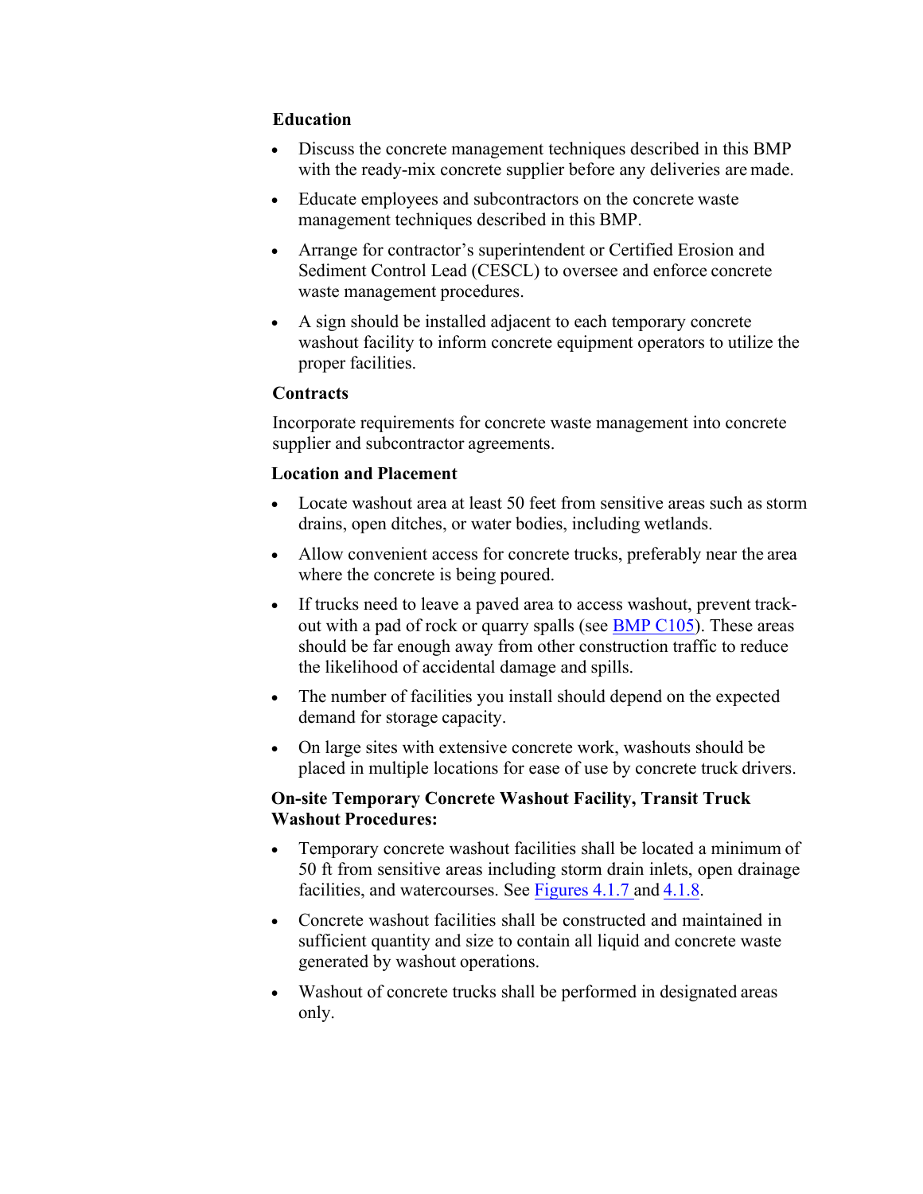**Education**

- Discuss the concrete management techniques described in this BMP with the ready-mix concrete supplier before any deliveries are made.
- Educate employees and subcontractors on the concrete waste management techniques described in this BMP.
- Arrange for contractor's superintendent or Certified Erosion and Sediment Control Lead (CESCL) to oversee and enforce concrete waste management procedures.
- A sign should be installed adjacent to each temporary concrete washout facility to inform concrete equipment operators to utilize the proper facilities.

**Contracts**

Incorporate requirements for concrete waste management into concrete supplier and subcontractor agreements.

**Location and Placement**

- Locate washout area at least 50 feet from sensitive areas such as storm drains, open ditches, or water bodies, including wetlands.
- Allow convenient access for concrete trucks, preferably near the area where the concrete is being poured.
- If trucks need to leave a paved area to access washout, prevent track-out with a pad of rock or quarry spalls (see BMP C105). These areas should be far enough away from other construction traffic to reduce the likelihood of accidental damage and spills.
- The number of facilities you install should depend on the expected demand for storage capacity.
- On large sites with extensive concrete work, washouts should be placed in multiple locations for ease of use by concrete truck drivers.

**On-site Temporary Concrete Washout Facility, Transit Truck Washout Procedures:**

- Temporary concrete washout facilities shall be located a minimum of 50 ft from sensitive areas including storm drain inlets, open drainage facilities, and watercourses. See Figures 4.1.7 and 4.1.8.
- Concrete washout facilities shall be constructed and maintained in sufficient quantity and size to contain all liquid and concrete waste generated by washout operations.
- Washout of concrete trucks shall be performed in designated areas only.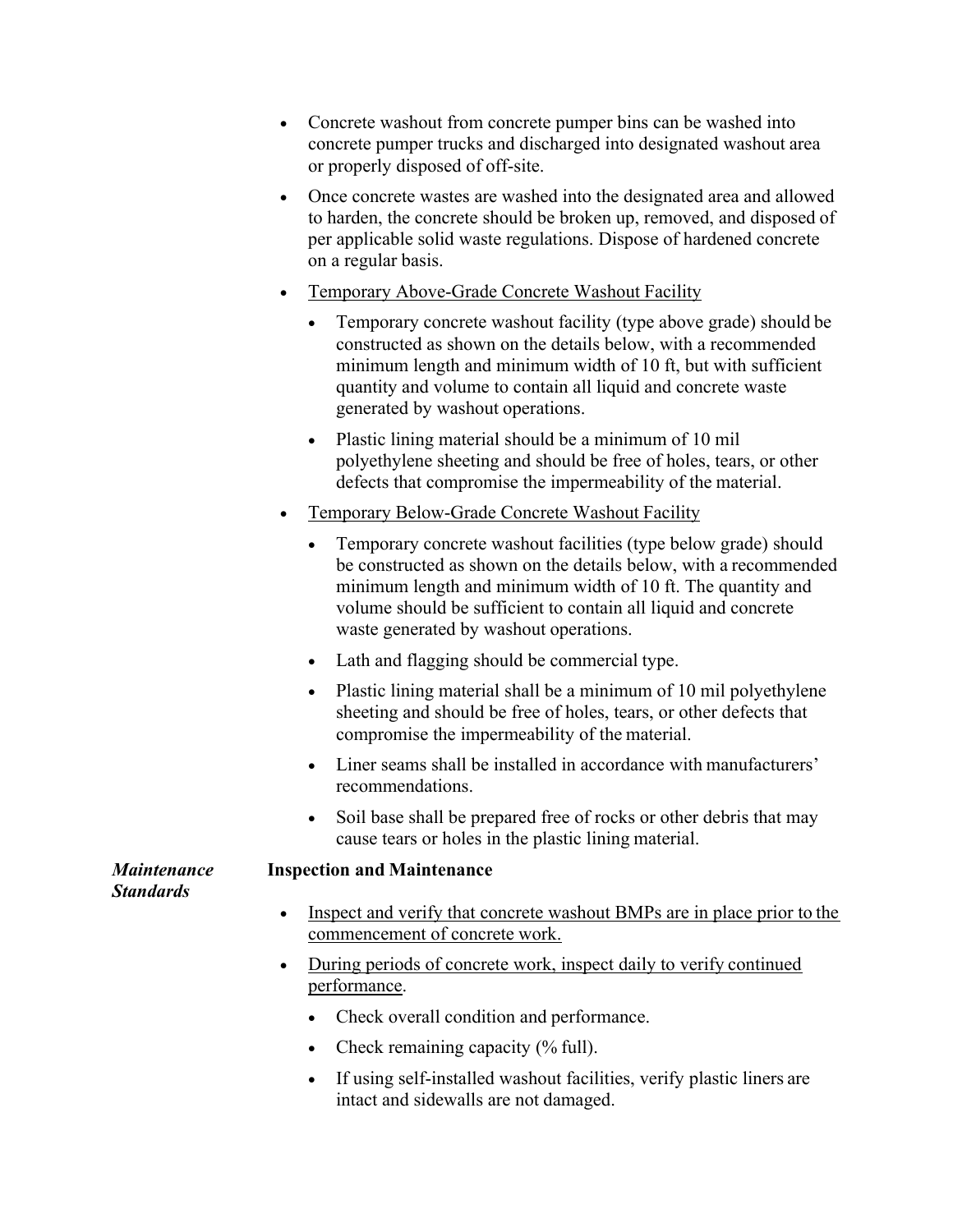- Concrete washout from concrete pumper bins can be washed into concrete pumper trucks and discharged into designated washout area or properly disposed of off-site.
- Once concrete wastes are washed into the designated area and allowed to harden, the concrete should be broken up, removed, and disposed of per applicable solid waste regulations. Dispose of hardened concrete on a regular basis.
- <u>Temporary Above-Grade Concrete Washout Facility</u>
  - Temporary concrete washout facility (type above grade) should be constructed as shown on the details below, with a recommended minimum length and minimum width of 10 ft, but with sufficient quantity and volume to contain all liquid and concrete waste generated by washout operations.
  - Plastic lining material should be a minimum of 10 mil polyethylene sheeting and should be free of holes, tears, or other defects that compromise the impermeability of the material.
- <u>Temporary Below-Grade Concrete Washout Facility</u>
  - Temporary concrete washout facilities (type below grade) should be constructed as shown on the details below, with a recommended minimum length and minimum width of 10 ft. The quantity and volume should be sufficient to contain all liquid and concrete waste generated by washout operations.
  - Lath and flagging should be commercial type.
  - Plastic lining material shall be a minimum of 10 mil polyethylene sheeting and should be free of holes, tears, or other defects that compromise the impermeability of the material.
  - Liner seams shall be installed in accordance with manufacturers' recommendations.
  - Soil base shall be prepared free of rocks or other debris that may cause tears or holes in the plastic lining material.

***Maintenance Standards***

**Inspection and Maintenance**

- <u>Inspect and verify that concrete washout BMPs are in place prior to the commencement of concrete work.</u>
- <u>During periods of concrete work, inspect daily to verify continued performance</u>.
  - Check overall condition and performance.
  - Check remaining capacity (% full).
  - If using self-installed washout facilities, verify plastic liners are intact and sidewalls are not damaged.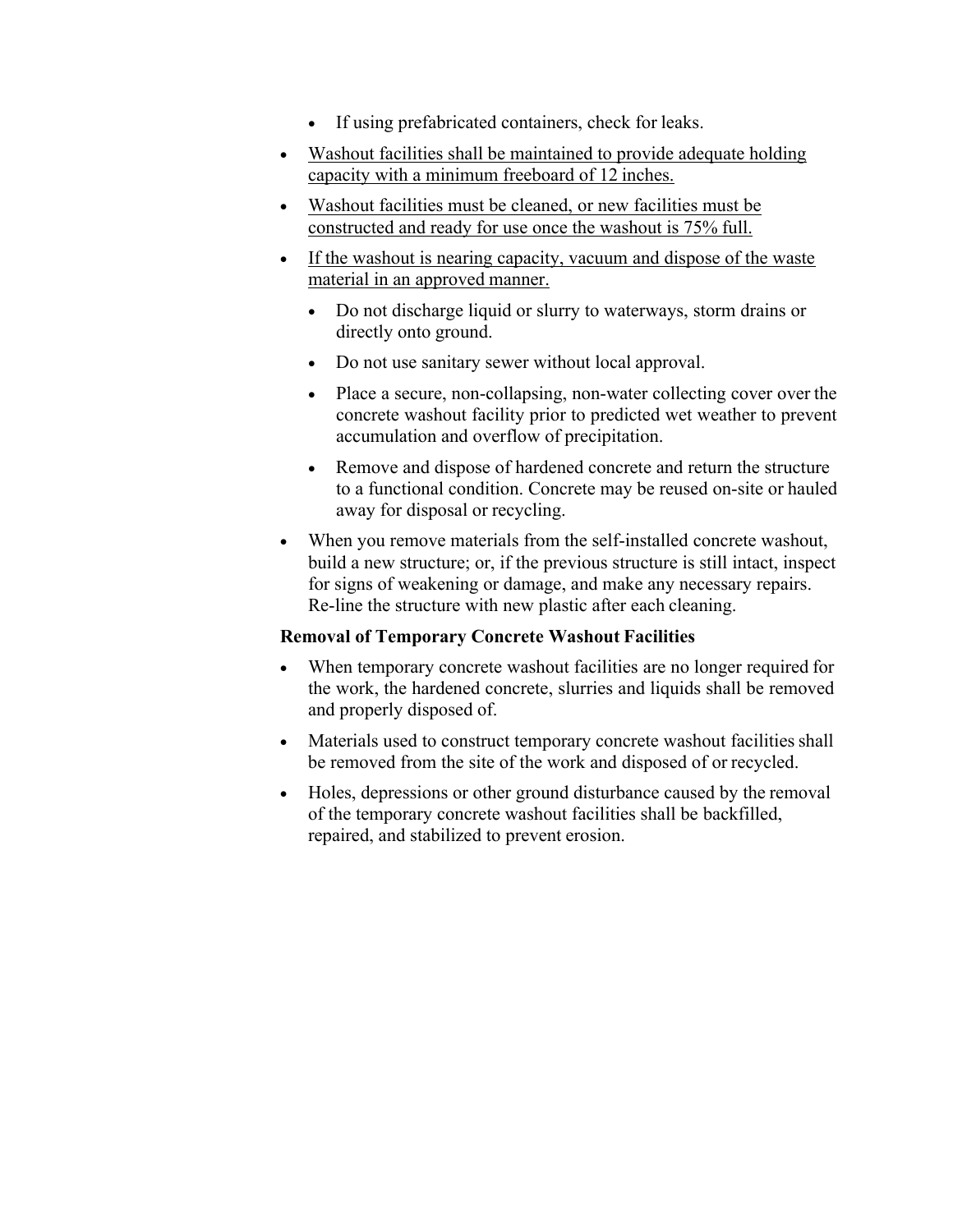- If using prefabricated containers, check for leaks.
- <u>Washout facilities shall be maintained to provide adequate holding capacity with a minimum freeboard of 12 inches.</u>
- <u>Washout facilities must be cleaned, or new facilities must be constructed and ready for use once the washout is 75% full.</u>
- <u>If the washout is nearing capacity, vacuum and dispose of the waste material in an approved manner.</u>
  - Do not discharge liquid or slurry to waterways, storm drains or directly onto ground.
  - Do not use sanitary sewer without local approval.
  - Place a secure, non-collapsing, non-water collecting cover over the concrete washout facility prior to predicted wet weather to prevent accumulation and overflow of precipitation.
  - Remove and dispose of hardened concrete and return the structure to a functional condition. Concrete may be reused on-site or hauled away for disposal or recycling.
- When you remove materials from the self-installed concrete washout, build a new structure; or, if the previous structure is still intact, inspect for signs of weakening or damage, and make any necessary repairs. Re-line the structure with new plastic after each cleaning.

**Removal of Temporary Concrete Washout Facilities**

- When temporary concrete washout facilities are no longer required for the work, the hardened concrete, slurries and liquids shall be removed and properly disposed of.
- Materials used to construct temporary concrete washout facilities shall be removed from the site of the work and disposed of or recycled.
- Holes, depressions or other ground disturbance caused by the removal of the temporary concrete washout facilities shall be backfilled, repaired, and stabilized to prevent erosion.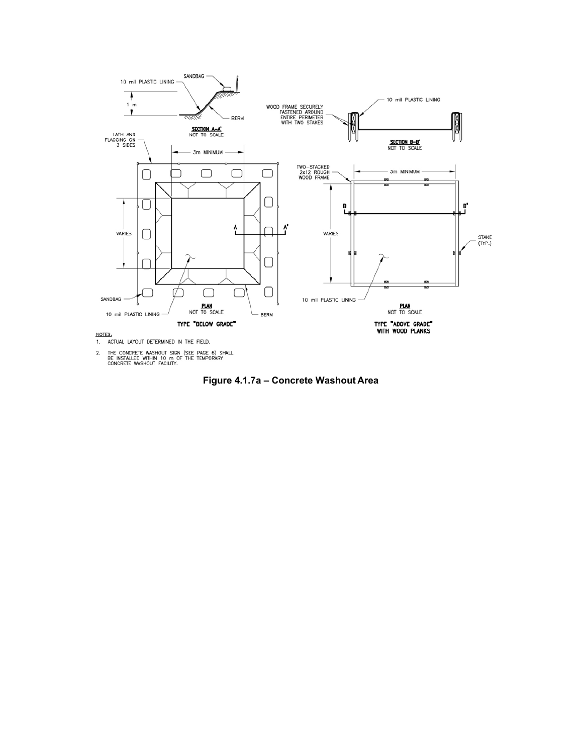SECTION A-A'
NOT TO SCALE

SECTION B-B'
NOT TO SCALE

PLAN
NOT TO SCALE

TYPE "BELOW GRADE"

PLAN
NOT TO SCALE

TYPE "ABOVE GRADE" WITH WOOD PLANKS

NOTES:

1. ACTUAL LAYOUT DETERMINED IN THE FIELD.
2. THE CONCRETE WASHOUT SIGN (SEE PAGE 6) SHALL BE INSTALLED WITHIN 10 m OF THE TEMPORARY CONCRETE WASHOUT FACILITY.

**Figure 4.1.7a – Concrete Washout Area**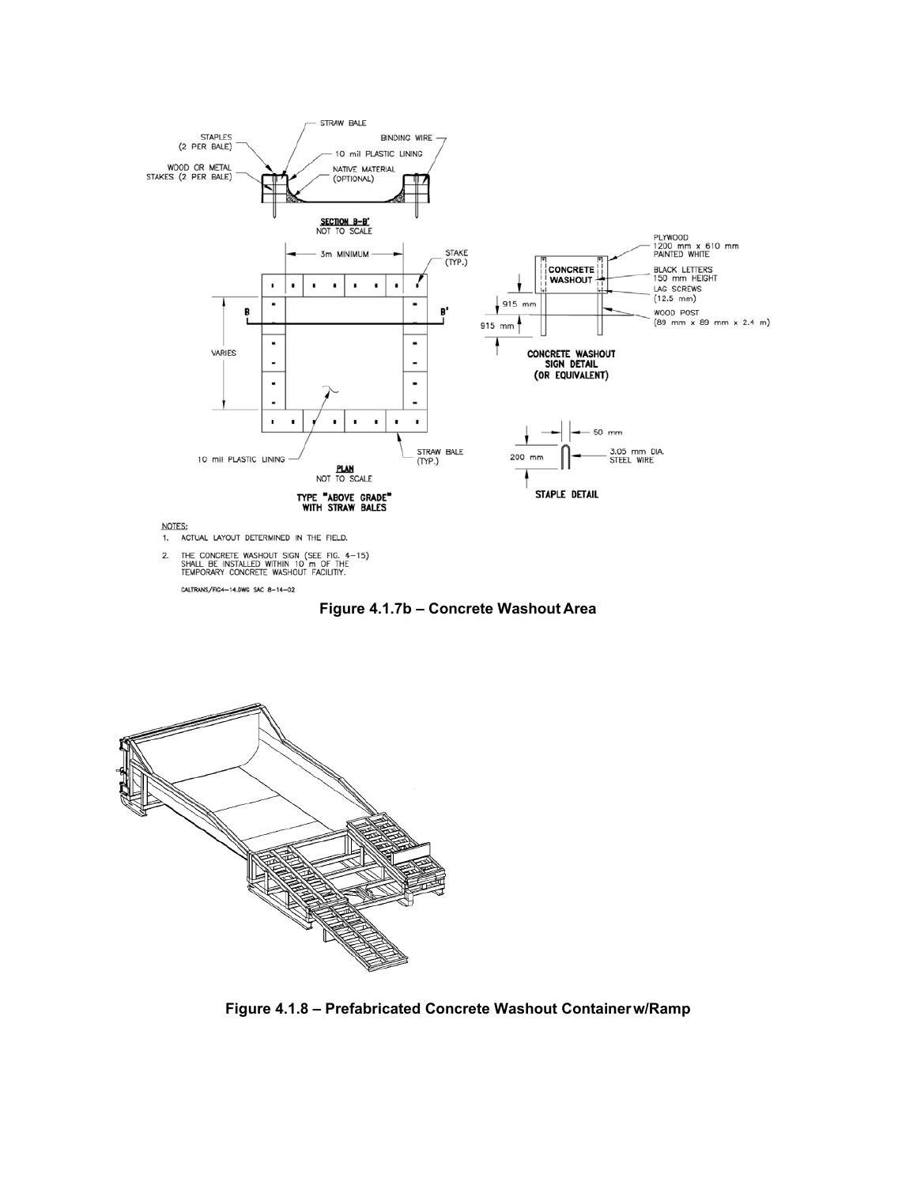STRAW BALE

STAPLES (2 PER BALE)

BINDING WIRE

10 mil PLASTIC LINING

WOOD OR METAL STAKES (2 PER BALE)

NATIVE MATERIAL (OPTIONAL)

SECTION B-B'
NOT TO SCALE

3m MINIMUM

STAKE (TYP.)

B

B'

VARIES

10 mil PLASTIC LINING

STRAW BALE (TYP.)

PLAN
NOT TO SCALE

TYPE "ABOVE GRADE" WITH STRAW BALES

PLYWOOD 1200 mm x 610 mm PAINTED WHITE

CONCRETE WASHOUT

BLACK LETTERS 150 mm HEIGHT

LAG SCREWS (12.5 mm)

915 mm

915 mm

WOOD POST (89 mm x 89 mm x 2.4 m)

CONCRETE WASHOUT SIGN DETAIL (OR EQUIVALENT)

50 mm

200 mm

3.05 mm DIA. STEEL WIRE

STAPLE DETAIL

NOTES:

1. ACTUAL LAYOUT DETERMINED IN THE FIELD.
2. THE CONCRETE WASHOUT SIGN (SEE FIG. 4-15) SHALL BE INSTALLED WITHIN 10 m OF THE TEMPORARY CONCRETE WASHOUT FACILITIY.

CALTRANS/FIG4-14.DWG SAC 8-14-02

**Figure 4.1.7b – Concrete Washout Area**

**Figure 4.1.8 – Prefabricated Concrete Washout Container w/Ramp**